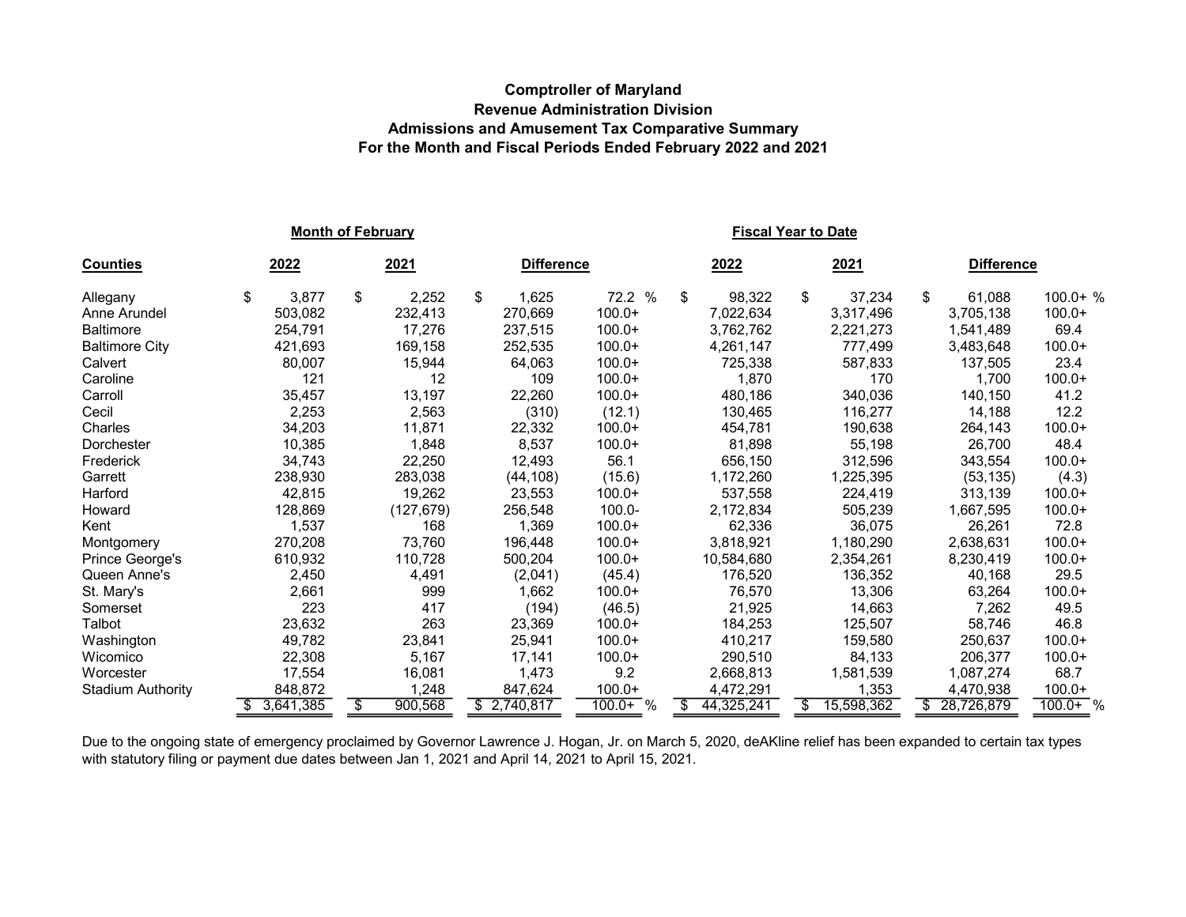**Comptroller of Maryland**
**Revenue Administration Division**
**Admissions and Amusement Tax Comparative Summary**
**For the Month and Fiscal Periods Ended February 2022 and 2021**

| | Month of February | | | | Fiscal Year to Date | | | |
|---|---|---|---|---|---|---|---|---|
| **Counties** | **2022** | **2021** | **Difference** | | **2022** | **2021** | **Difference** | |
| Allegany | $ 3,877 | $ 2,252 | $ 1,625 | 72.2 % | $ 98,322 | $ 37,234 | $ 61,088 | 100.0+ % |
| Anne Arundel | 503,082 | 232,413 | 270,669 | 100.0+ | 7,022,634 | 3,317,496 | 3,705,138 | 100.0+ |
| Baltimore | 254,791 | 17,276 | 237,515 | 100.0+ | 3,762,762 | 2,221,273 | 1,541,489 | 69.4 |
| Baltimore City | 421,693 | 169,158 | 252,535 | 100.0+ | 4,261,147 | 777,499 | 3,483,648 | 100.0+ |
| Calvert | 80,007 | 15,944 | 64,063 | 100.0+ | 725,338 | 587,833 | 137,505 | 23.4 |
| Caroline | 121 | 12 | 109 | 100.0+ | 1,870 | 170 | 1,700 | 100.0+ |
| Carroll | 35,457 | 13,197 | 22,260 | 100.0+ | 480,186 | 340,036 | 140,150 | 41.2 |
| Cecil | 2,253 | 2,563 | (310) | (12.1) | 130,465 | 116,277 | 14,188 | 12.2 |
| Charles | 34,203 | 11,871 | 22,332 | 100.0+ | 454,781 | 190,638 | 264,143 | 100.0+ |
| Dorchester | 10,385 | 1,848 | 8,537 | 100.0+ | 81,898 | 55,198 | 26,700 | 48.4 |
| Frederick | 34,743 | 22,250 | 12,493 | 56.1 | 656,150 | 312,596 | 343,554 | 100.0+ |
| Garrett | 238,930 | 283,038 | (44,108) | (15.6) | 1,172,260 | 1,225,395 | (53,135) | (4.3) |
| Harford | 42,815 | 19,262 | 23,553 | 100.0+ | 537,558 | 224,419 | 313,139 | 100.0+ |
| Howard | 128,869 | (127,679) | 256,548 | 100.0- | 2,172,834 | 505,239 | 1,667,595 | 100.0+ |
| Kent | 1,537 | 168 | 1,369 | 100.0+ | 62,336 | 36,075 | 26,261 | 72.8 |
| Montgomery | 270,208 | 73,760 | 196,448 | 100.0+ | 3,818,921 | 1,180,290 | 2,638,631 | 100.0+ |
| Prince George's | 610,932 | 110,728 | 500,204 | 100.0+ | 10,584,680 | 2,354,261 | 8,230,419 | 100.0+ |
| Queen Anne's | 2,450 | 4,491 | (2,041) | (45.4) | 176,520 | 136,352 | 40,168 | 29.5 |
| St. Mary's | 2,661 | 999 | 1,662 | 100.0+ | 76,570 | 13,306 | 63,264 | 100.0+ |
| Somerset | 223 | 417 | (194) | (46.5) | 21,925 | 14,663 | 7,262 | 49.5 |
| Talbot | 23,632 | 263 | 23,369 | 100.0+ | 184,253 | 125,507 | 58,746 | 46.8 |
| Washington | 49,782 | 23,841 | 25,941 | 100.0+ | 410,217 | 159,580 | 250,637 | 100.0+ |
| Wicomico | 22,308 | 5,167 | 17,141 | 100.0+ | 290,510 | 84,133 | 206,377 | 100.0+ |
| Worcester | 17,554 | 16,081 | 1,473 | 9.2 | 2,668,813 | 1,581,539 | 1,087,274 | 68.7 |
| Stadium Authority | 848,872 | 1,248 | 847,624 | 100.0+ | 4,472,291 | 1,353 | 4,470,938 | 100.0+ |
| | $ 3,641,385 | $ 900,568 | $ 2,740,817 | 100.0+ % | $ 44,325,241 | $ 15,598,362 | $ 28,726,879 | 100.0+ % |

Due to the ongoing state of emergency proclaimed by Governor Lawrence J. Hogan, Jr. on March 5, 2020, deAKline relief has been expanded to certain tax types with statutory filing or payment due dates between Jan 1, 2021 and April 14, 2021 to April 15, 2021.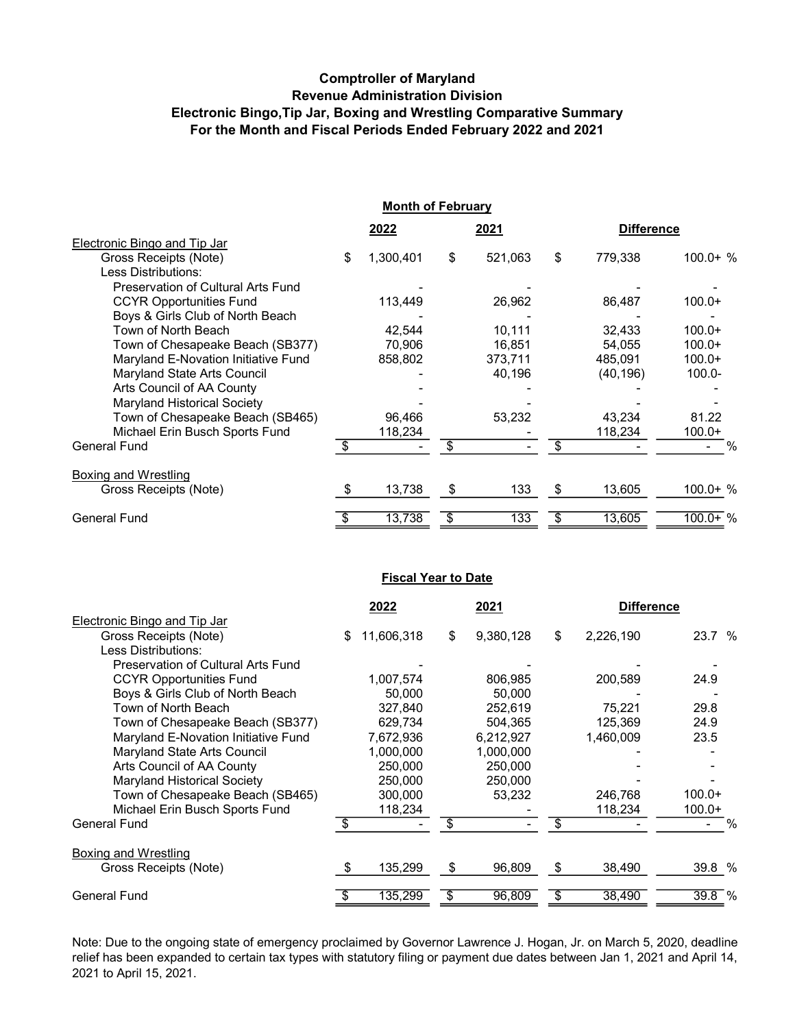**Comptroller of Maryland**
**Revenue Administration Division**
**Electronic Bingo,Tip Jar, Boxing and Wrestling Comparative Summary**
**For the Month and Fiscal Periods Ended February 2022 and 2021**

**Month of February**

| | 2022 | 2021 | Difference | |
|---|---|---|---|---|
| Electronic Bingo and Tip Jar | | | | |
| Gross Receipts (Note) | $ 1,300,401 | $ 521,063 | $ 779,338 | 100.0+ % |
| Less Distributions: | | | | |
| Preservation of Cultural Arts Fund | - | - | - | - |
| CCYR Opportunities Fund | 113,449 | 26,962 | 86,487 | 100.0+ |
| Boys & Girls Club of North Beach | - | - | - | - |
| Town of North Beach | 42,544 | 10,111 | 32,433 | 100.0+ |
| Town of Chesapeake Beach (SB377) | 70,906 | 16,851 | 54,055 | 100.0+ |
| Maryland E-Novation Initiative Fund | 858,802 | 373,711 | 485,091 | 100.0+ |
| Maryland State Arts Council | - | 40,196 | (40,196) | 100.0- |
| Arts Council of AA County | - | - | - | - |
| Maryland Historical Society | - | - | - | - |
| Town of Chesapeake Beach (SB465) | 96,466 | 53,232 | 43,234 | 81.22 |
| Michael Erin Busch Sports Fund | 118,234 | - | 118,234 | 100.0+ |
| General Fund | $ - | $ - | $ - | - % |
| Boxing and Wrestling | | | | |
| Gross Receipts (Note) | $ 13,738 | $ 133 | $ 13,605 | 100.0+ % |
| General Fund | $ 13,738 | $ 133 | $ 13,605 | 100.0+ % |

**Fiscal Year to Date**

| | 2022 | 2021 | Difference | |
|---|---|---|---|---|
| Electronic Bingo and Tip Jar | | | | |
| Gross Receipts (Note) | $ 11,606,318 | $ 9,380,128 | $ 2,226,190 | 23.7 % |
| Less Distributions: | | | | |
| Preservation of Cultural Arts Fund | - | - | - | - |
| CCYR Opportunities Fund | 1,007,574 | 806,985 | 200,589 | 24.9 |
| Boys & Girls Club of North Beach | 50,000 | 50,000 | - | - |
| Town of North Beach | 327,840 | 252,619 | 75,221 | 29.8 |
| Town of Chesapeake Beach (SB377) | 629,734 | 504,365 | 125,369 | 24.9 |
| Maryland E-Novation Initiative Fund | 7,672,936 | 6,212,927 | 1,460,009 | 23.5 |
| Maryland State Arts Council | 1,000,000 | 1,000,000 | - | - |
| Arts Council of AA County | 250,000 | 250,000 | - | - |
| Maryland Historical Society | 250,000 | 250,000 | - | - |
| Town of Chesapeake Beach (SB465) | 300,000 | 53,232 | 246,768 | 100.0+ |
| Michael Erin Busch Sports Fund | 118,234 | - | 118,234 | 100.0+ |
| General Fund | $ - | $ - | $ - | - % |
| Boxing and Wrestling | | | | |
| Gross Receipts (Note) | $ 135,299 | $ 96,809 | $ 38,490 | 39.8 % |
| General Fund | $ 135,299 | $ 96,809 | $ 38,490 | 39.8 % |

Note: Due to the ongoing state of emergency proclaimed by Governor Lawrence J. Hogan, Jr. on March 5, 2020, deadline relief has been expanded to certain tax types with statutory filing or payment due dates between Jan 1, 2021 and April 14, 2021 to April 15, 2021.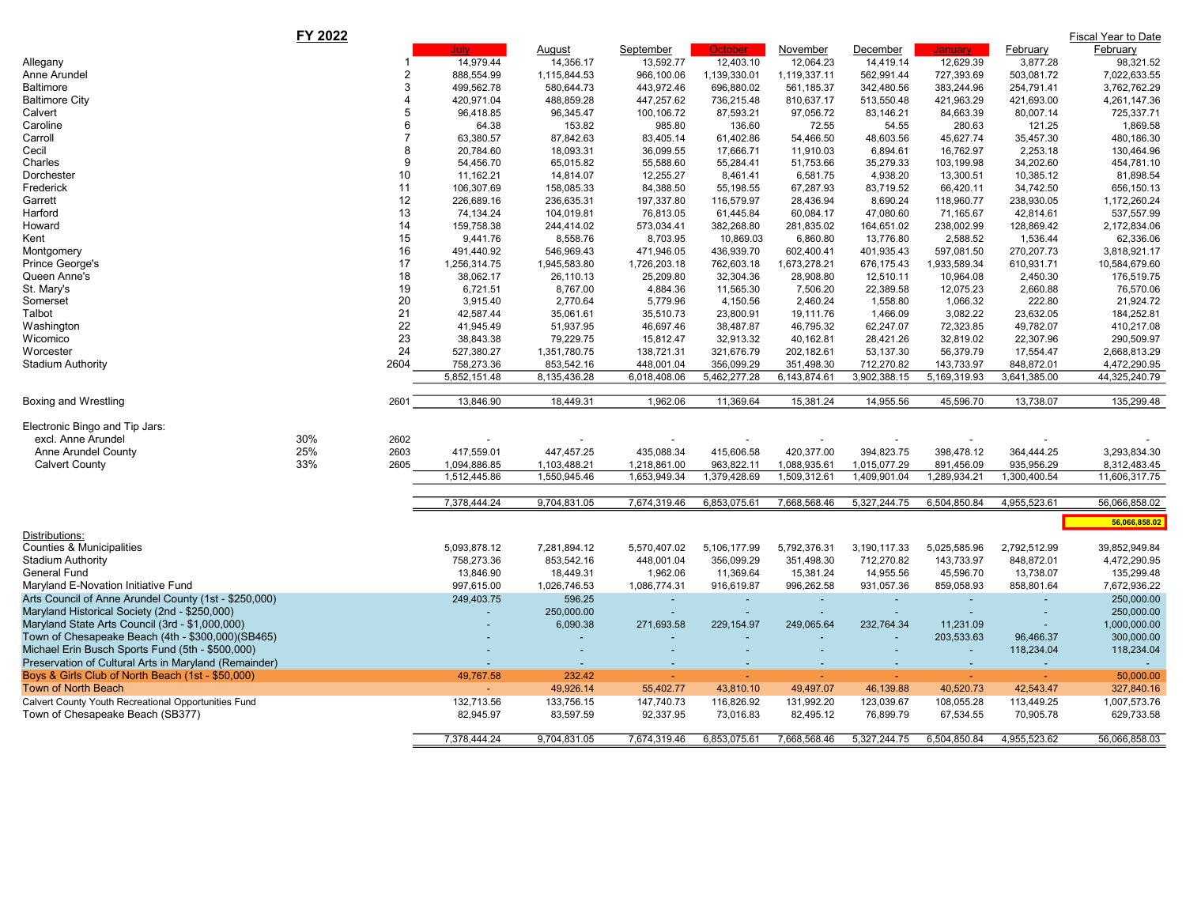## FY 2022

| | | | July | August | September | October | November | December | January | February | Fiscal Year to Date February |
|---|---|---|---|---|---|---|---|---|---|---|---|
| Allegany | | 1 | 14,979.44 | 14,356.17 | 13,592.77 | 12,403.10 | 12,064.23 | 14,419.14 | 12,629.39 | 3,877.28 | 98,321.52 |
| Anne Arundel | | 2 | 888,554.99 | 1,115,844.53 | 966,100.06 | 1,139,330.01 | 1,119,337.11 | 562,991.44 | 727,393.69 | 503,081.72 | 7,022,633.55 |
| Baltimore | | 3 | 499,562.78 | 580,644.73 | 443,972.46 | 696,880.02 | 561,185.37 | 342,480.56 | 383,244.96 | 254,791.41 | 3,762,762.29 |
| Baltimore City | | 4 | 420,971.04 | 488,859.28 | 447,257.62 | 736,215.48 | 810,637.17 | 513,550.48 | 421,963.29 | 421,693.00 | 4,261,147.36 |
| Calvert | | 5 | 96,418.85 | 96,345.47 | 100,106.72 | 87,593.21 | 97,056.72 | 83,146.21 | 84,663.39 | 80,007.14 | 725,337.71 |
| Caroline | | 6 | 64.38 | 153.82 | 985.80 | 136.60 | 72.55 | 54.55 | 280.63 | 121.25 | 1,869.58 |
| Carroll | | 7 | 63,380.57 | 87,842.63 | 83,405.14 | 61,402.86 | 54,466.50 | 48,603.56 | 45,627.74 | 35,457.30 | 480,186.30 |
| Cecil | | 8 | 20,784.60 | 18,093.31 | 36,099.55 | 17,666.71 | 11,910.03 | 6,894.61 | 16,762.97 | 2,253.18 | 130,464.96 |
| Charles | | 9 | 54,456.70 | 65,015.82 | 55,588.60 | 55,284.41 | 51,753.66 | 35,279.33 | 103,199.98 | 34,202.60 | 454,781.10 |
| Dorchester | | 10 | 11,162.21 | 14,814.07 | 12,255.27 | 8,461.41 | 6,581.75 | 4,938.20 | 13,300.51 | 10,385.12 | 81,898.54 |
| Frederick | | 11 | 106,307.69 | 158,085.33 | 84,388.50 | 55,198.55 | 67,287.93 | 83,719.52 | 66,420.11 | 34,742.50 | 656,150.13 |
| Garrett | | 12 | 226,689.16 | 236,635.31 | 197,337.80 | 116,579.97 | 28,436.94 | 8,690.24 | 118,960.77 | 238,930.05 | 1,172,260.24 |
| Harford | | 13 | 74,134.24 | 104,019.81 | 76,813.05 | 61,445.84 | 60,084.17 | 47,080.60 | 71,165.67 | 42,814.61 | 537,557.99 |
| Howard | | 14 | 159,758.38 | 244,414.02 | 573,034.41 | 382,268.80 | 281,835.02 | 164,651.02 | 238,002.99 | 128,869.42 | 2,172,834.06 |
| Kent | | 15 | 9,441.76 | 8,558.76 | 8,703.95 | 10,869.03 | 6,860.80 | 13,776.80 | 2,588.52 | 1,536.44 | 62,336.06 |
| Montgomery | | 16 | 491,440.92 | 546,969.43 | 471,946.05 | 436,939.70 | 602,400.41 | 401,935.43 | 597,081.50 | 270,207.73 | 3,818,921.17 |
| Prince George's | | 17 | 1,256,314.75 | 1,945,583.80 | 1,726,203.18 | 762,603.18 | 1,673,278.21 | 676,175.43 | 1,933,589.34 | 610,931.71 | 10,584,679.60 |
| Queen Anne's | | 18 | 38,062.17 | 26,110.13 | 25,209.80 | 32,304.36 | 28,908.80 | 12,510.11 | 10,964.08 | 2,450.30 | 176,519.75 |
| St. Mary's | | 19 | 6,721.51 | 8,767.00 | 4,884.36 | 11,565.30 | 7,506.20 | 22,389.58 | 12,075.23 | 2,660.88 | 76,570.06 |
| Somerset | | 20 | 3,915.40 | 2,770.64 | 5,779.96 | 4,150.56 | 2,460.24 | 1,558.80 | 1,066.32 | 222.80 | 21,924.72 |
| Talbot | | 21 | 42,587.44 | 35,061.61 | 35,510.73 | 23,800.91 | 19,111.76 | 1,466.09 | 3,082.22 | 23,632.05 | 184,252.81 |
| Washington | | 22 | 41,945.49 | 51,937.95 | 46,697.46 | 38,487.87 | 46,795.32 | 62,247.07 | 72,323.85 | 49,782.07 | 410,217.08 |
| Wicomico | | 23 | 38,843.38 | 79,229.75 | 15,812.47 | 32,913.32 | 40,162.81 | 28,421.26 | 32,819.02 | 22,307.96 | 290,509.97 |
| Worcester | | 24 | 527,380.27 | 1,351,780.75 | 138,721.31 | 321,676.79 | 202,182.61 | 53,137.30 | 56,379.79 | 17,554.47 | 2,668,813.29 |
| Stadium Authority | | 2604 | 758,273.36 | 853,542.16 | 448,001.04 | 356,099.29 | 351,498.30 | 712,270.82 | 143,733.97 | 848,872.01 | 4,472,290.95 |
| | | | 5,852,151.48 | 8,135,436.28 | 6,018,408.06 | 5,462,277.28 | 6,143,874.61 | 3,902,388.15 | 5,169,319.93 | 3,641,385.00 | 44,325,240.79 |
| Boxing and Wrestling | | 2601 | 13,846.90 | 18,449.31 | 1,962.06 | 11,369.64 | 15,381.24 | 14,955.56 | 45,596.70 | 13,738.07 | 135,299.48 |
| Electronic Bingo and Tip Jars: | | | | | | | | | | | |
| excl. Anne Arundel | 30% | 2602 | - | - | - | - | - | - | - | - | - |
| Anne Arundel County | 25% | 2603 | 417,559.01 | 447,457.25 | 435,088.34 | 415,606.58 | 420,377.00 | 394,823.75 | 398,478.12 | 364,444.25 | 3,293,834.30 |
| Calvert County | 33% | 2605 | 1,094,886.85 | 1,103,488.21 | 1,218,861.00 | 963,822.11 | 1,088,935.61 | 1,015,077.29 | 891,456.09 | 935,956.29 | 8,312,483.45 |
| | | | 1,512,445.86 | 1,550,945.46 | 1,653,949.34 | 1,379,428.69 | 1,509,312.61 | 1,409,901.04 | 1,289,934.21 | 1,300,400.54 | 11,606,317.75 |
| | | | 7,378,444.24 | 9,704,831.05 | 7,674,319.46 | 6,853,075.61 | 7,668,568.46 | 5,327,244.75 | 6,504,850.84 | 4,955,523.61 | 56,066,858.02 |
| | | | | | | | | | | | 56,066,858.02 |
| Distributions: | | | | | | | | | | | |
| Counties & Municipalities | | | 5,093,878.12 | 7,281,894.12 | 5,570,407.02 | 5,106,177.99 | 5,792,376.31 | 3,190,117.33 | 5,025,585.96 | 2,792,512.99 | 39,852,949.84 |
| Stadium Authority | | | 758,273.36 | 853,542.16 | 448,001.04 | 356,099.29 | 351,498.30 | 712,270.82 | 143,733.97 | 848,872.01 | 4,472,290.95 |
| General Fund | | | 13,846.90 | 18,449.31 | 1,962.06 | 11,369.64 | 15,381.24 | 14,955.56 | 45,596.70 | 13,738.07 | 135,299.48 |
| Maryland E-Novation Initiative Fund | | | 997,615.00 | 1,026,746.53 | 1,086,774.31 | 916,619.87 | 996,262.58 | 931,057.36 | 859,058.93 | 858,801.64 | 7,672,936.22 |
| Arts Council of Anne Arundel County (1st - $250,000) | | | 249,403.75 | 596.25 | - | - | - | - | - | - | 250,000.00 |
| Maryland Historical Society (2nd - $250,000) | | | - | 250,000.00 | - | - | - | - | - | - | 250,000.00 |
| Maryland State Arts Council (3rd - $1,000,000) | | | - | 6,090.38 | 271,693.58 | 229,154.97 | 249,065.64 | 232,764.34 | 11,231.09 | - | 1,000,000.00 |
| Town of Chesapeake Beach (4th - $300,000)(SB465) | | | - | - | - | - | - | - | 203,533.63 | 96,466.37 | 300,000.00 |
| Michael Erin Busch Sports Fund (5th - $500,000) | | | - | - | - | - | - | - | - | 118,234.04 | 118,234.04 |
| Preservation of Cultural Arts in Maryland (Remainder) | | | - | - | - | - | - | - | - | - | - |
| Boys & Girls Club of North Beach (1st - $50,000) | | | 49,767.58 | 232.42 | - | - | - | - | - | - | 50,000.00 |
| Town of North Beach | | | - | 49,926.14 | 55,402.77 | 43,810.10 | 49,497.07 | 46,139.88 | 40,520.73 | 42,543.47 | 327,840.16 |
| Calvert County Youth Recreational Opportunities Fund | | | 132,713.56 | 133,756.15 | 147,740.73 | 116,826.92 | 131,992.20 | 123,039.67 | 108,055.28 | 113,449.25 | 1,007,573.76 |
| Town of Chesapeake Beach (SB377) | | | 82,945.97 | 83,597.59 | 92,337.95 | 73,016.83 | 82,495.12 | 76,899.79 | 67,534.55 | 70,905.78 | 629,733.58 |
| | | | 7,378,444.24 | 9,704,831.05 | 7,674,319.46 | 6,853,075.61 | 7,668,568.46 | 5,327,244.75 | 6,504,850.84 | 4,955,523.62 | 56,066,858.03 |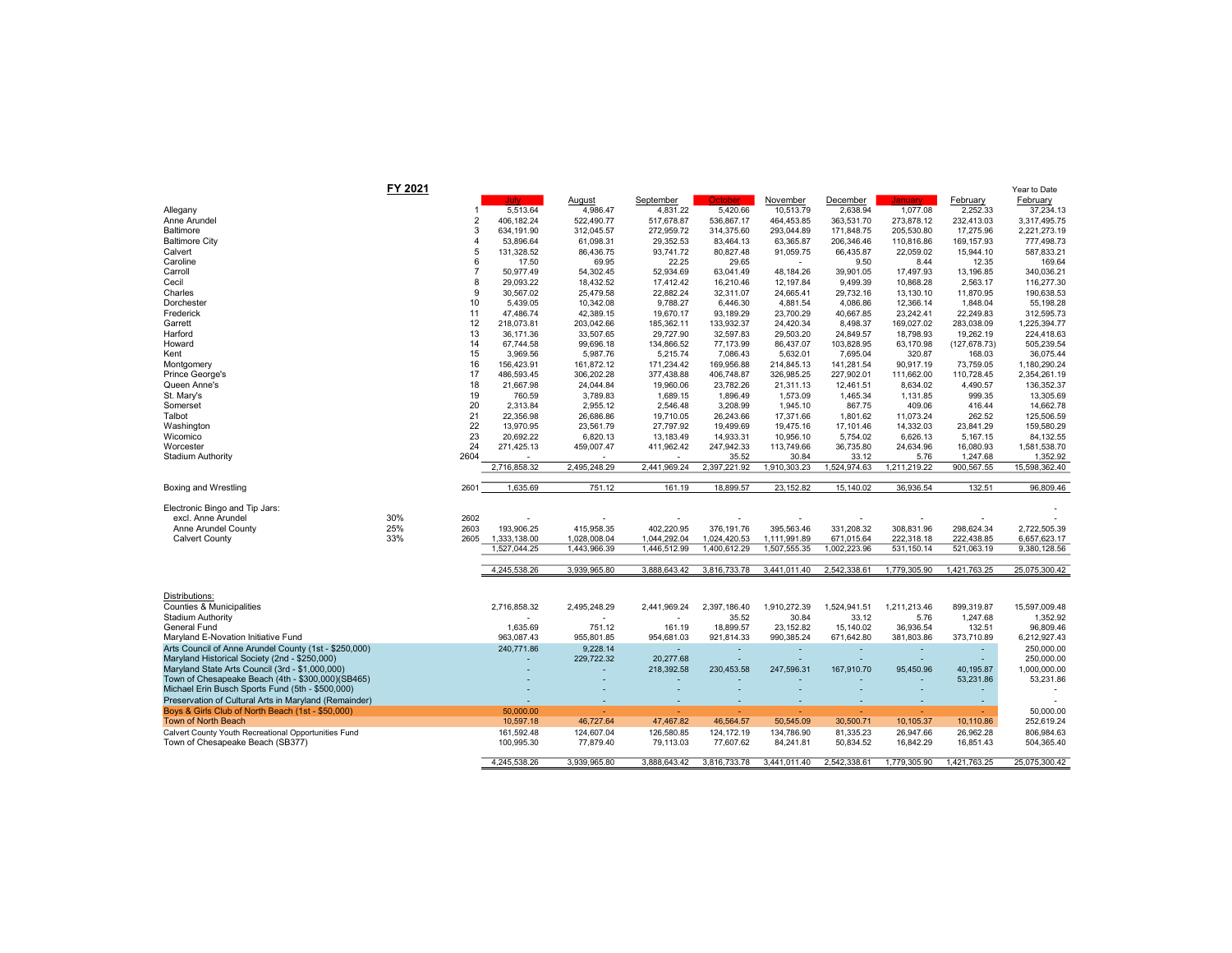## FY 2021

| | | | July | August | September | October | November | December | January | February | Year to Date February |
|---|---|---|---|---|---|---|---|---|---|---|---|
| Allegany | | 1 | 5,513.64 | 4,986.47 | 4,831.22 | 5,420.66 | 10,513.79 | 2,638.94 | 1,077.08 | 2,252.33 | 37,234.13 |
| Anne Arundel | | 2 | 406,182.24 | 522,490.77 | 517,678.87 | 536,867.17 | 464,453.85 | 363,531.70 | 273,878.12 | 232,413.03 | 3,317,495.75 |
| Baltimore | | 3 | 634,191.90 | 312,045.57 | 272,959.72 | 314,375.60 | 293,044.89 | 171,848.75 | 205,530.80 | 17,275.96 | 2,221,273.19 |
| Baltimore City | | 4 | 53,896.64 | 61,098.31 | 29,352.53 | 83,464.13 | 63,365.87 | 206,346.46 | 110,816.86 | 169,157.93 | 777,498.73 |
| Calvert | | 5 | 131,328.52 | 86,436.75 | 93,741.72 | 80,827.48 | 91,059.75 | 66,435.87 | 22,059.02 | 15,944.10 | 587,833.21 |
| Caroline | | 6 | 17.50 | 69.95 | 22.25 | 29.65 | - | 9.50 | 8.44 | 12.35 | 169.64 |
| Carroll | | 7 | 50,977.49 | 54,302.45 | 52,934.69 | 63,041.49 | 48,184.26 | 39,901.05 | 17,497.93 | 13,196.85 | 340,036.21 |
| Cecil | | 8 | 29,093.22 | 18,432.52 | 17,412.42 | 16,210.46 | 12,197.84 | 9,499.39 | 10,868.28 | 2,563.17 | 116,277.30 |
| Charles | | 9 | 30,567.02 | 25,479.58 | 22,882.24 | 32,311.07 | 24,665.41 | 29,732.16 | 13,130.10 | 11,870.95 | 190,638.53 |
| Dorchester | | 10 | 5,439.05 | 10,342.08 | 9,788.27 | 6,446.30 | 4,881.54 | 4,086.86 | 12,366.14 | 1,848.04 | 55,198.28 |
| Frederick | | 11 | 47,486.74 | 42,389.15 | 19,670.17 | 93,189.29 | 23,700.29 | 40,667.85 | 23,242.41 | 22,249.83 | 312,595.73 |
| Garrett | | 12 | 218,073.81 | 203,042.66 | 185,362.11 | 133,932.37 | 24,420.34 | 8,498.37 | 169,027.02 | 283,038.09 | 1,225,394.77 |
| Harford | | 13 | 36,171.36 | 33,507.65 | 29,727.90 | 32,597.83 | 29,503.20 | 24,849.57 | 18,798.93 | 19,262.19 | 224,418.63 |
| Howard | | 14 | 67,744.58 | 99,696.18 | 134,866.52 | 77,173.99 | 86,437.07 | 103,828.95 | 63,170.98 | (127,678.73) | 505,239.54 |
| Kent | | 15 | 3,969.56 | 5,987.76 | 5,215.74 | 7,086.43 | 5,632.01 | 7,695.04 | 320.87 | 168.03 | 36,075.44 |
| Montgomery | | 16 | 156,423.91 | 161,872.12 | 171,234.42 | 169,956.88 | 214,845.13 | 141,281.54 | 90,917.19 | 73,759.05 | 1,180,290.24 |
| Prince George's | | 17 | 486,593.45 | 306,202.28 | 377,438.88 | 406,748.87 | 326,985.25 | 227,902.01 | 111,662.00 | 110,728.45 | 2,354,261.19 |
| Queen Anne's | | 18 | 21,667.98 | 24,044.84 | 19,960.06 | 23,782.26 | 21,311.13 | 12,461.51 | 8,634.02 | 4,490.57 | 136,352.37 |
| St. Mary's | | 19 | 760.59 | 3,789.83 | 1,689.15 | 1,896.49 | 1,573.09 | 1,465.34 | 1,131.85 | 999.35 | 13,305.69 |
| Somerset | | 20 | 2,313.84 | 2,955.12 | 2,546.48 | 3,208.99 | 1,945.10 | 867.75 | 409.06 | 416.44 | 14,662.78 |
| Talbot | | 21 | 22,356.98 | 26,686.86 | 19,710.05 | 26,243.66 | 17,371.66 | 1,801.62 | 11,073.24 | 262.52 | 125,506.59 |
| Washington | | 22 | 13,970.95 | 23,561.79 | 27,797.92 | 19,499.69 | 19,475.16 | 17,101.46 | 14,332.03 | 23,841.29 | 159,580.29 |
| Wicomico | | 23 | 20,692.22 | 6,820.13 | 13,183.49 | 14,933.31 | 10,956.10 | 5,754.02 | 6,626.13 | 5,167.15 | 84,132.55 |
| Worcester | | 24 | 271,425.13 | 459,007.47 | 411,962.42 | 247,942.33 | 113,749.66 | 36,735.80 | 24,634.96 | 16,080.93 | 1,581,538.70 |
| Stadium Authority | | 2604 | - | - | - | 35.52 | 30.84 | 33.12 | 5.76 | 1,247.68 | 1,352.92 |
| | | | 2,716,858.32 | 2,495,248.29 | 2,441,969.24 | 2,397,221.92 | 1,910,303.23 | 1,524,974.63 | 1,211,219.22 | 900,567.55 | 15,598,362.40 |
| Boxing and Wrestling | | 2601 | 1,635.69 | 751.12 | 161.19 | 18,899.57 | 23,152.82 | 15,140.02 | 36,936.54 | 132.51 | 96,809.46 |
| Electronic Bingo and Tip Jars: | | | | | | | | | | | - |
| excl. Anne Arundel | 30% | 2602 | - | - | - | - | - | - | - | - | - |
| Anne Arundel County | 25% | 2603 | 193,906.25 | 415,958.35 | 402,220.95 | 376,191.76 | 395,563.46 | 331,208.32 | 308,831.96 | 298,624.34 | 2,722,505.39 |
| Calvert County | 33% | 2605 | 1,333,138.00 | 1,028,008.04 | 1,044,292.04 | 1,024,420.53 | 1,111,991.89 | 671,015.64 | 222,318.18 | 222,438.85 | 6,657,623.17 |
| | | | 1,527,044.25 | 1,443,966.39 | 1,446,512.99 | 1,400,612.29 | 1,507,555.35 | 1,002,223.96 | 531,150.14 | 521,063.19 | 9,380,128.56 |
| | | | 4,245,538.26 | 3,939,965.80 | 3,888,643.42 | 3,816,733.78 | 3,441,011.40 | 2,542,338.61 | 1,779,305.90 | 1,421,763.25 | 25,075,300.42 |
| Distributions: | | | | | | | | | | | |
| Counties & Municipalities | | | 2,716,858.32 | 2,495,248.29 | 2,441,969.24 | 2,397,186.40 | 1,910,272.39 | 1,524,941.51 | 1,211,213.46 | 899,319.87 | 15,597,009.48 |
| Stadium Authority | | | - | - | - | 35.52 | 30.84 | 33.12 | 5.76 | 1,247.68 | 1,352.92 |
| General Fund | | | 1,635.69 | 751.12 | 161.19 | 18,899.57 | 23,152.82 | 15,140.02 | 36,936.54 | 132.51 | 96,809.46 |
| Maryland E-Novation Initiative Fund | | | 963,087.43 | 955,801.85 | 954,681.03 | 921,814.33 | 990,385.24 | 671,642.80 | 381,803.86 | 373,710.89 | 6,212,927.43 |
| Arts Council of Anne Arundel County (1st - $250,000) | | | 240,771.86 | 9,228.14 | - | - | - | - | - | - | 250,000.00 |
| Maryland Historical Society (2nd - $250,000) | | | - | 229,722.32 | 20,277.68 | - | - | - | - | - | 250,000.00 |
| Maryland State Arts Council (3rd - $1,000,000) | | | - | - | 218,392.58 | 230,453.58 | 247,596.31 | 167,910.70 | 95,450.96 | 40,195.87 | 1,000,000.00 |
| Town of Chesapeake Beach (4th - $300,000)(SB465) | | | - | - | - | - | - | - | - | 53,231.86 | 53,231.86 |
| Michael Erin Busch Sports Fund (5th - $500,000) | | | - | - | - | - | - | - | - | - | - |
| Preservation of Cultural Arts in Maryland (Remainder) | | | - | - | - | - | - | - | - | - | - |
| Boys & Girls Club of North Beach (1st - $50,000) | | | 50,000.00 | - | - | - | - | - | - | - | 50,000.00 |
| Town of North Beach | | | 10,597.18 | 46,727.64 | 47,467.82 | 46,564.57 | 50,545.09 | 30,500.71 | 10,105.37 | 10,110.86 | 252,619.24 |
| Calvert County Youth Recreational Opportunities Fund | | | 161,592.48 | 124,607.04 | 126,580.85 | 124,172.19 | 134,786.90 | 81,335.23 | 26,947.66 | 26,962.28 | 806,984.63 |
| Town of Chesapeake Beach (SB377) | | | 100,995.30 | 77,879.40 | 79,113.03 | 77,607.62 | 84,241.81 | 50,834.52 | 16,842.29 | 16,851.43 | 504,365.40 |
| | | | 4,245,538.26 | 3,939,965.80 | 3,888,643.42 | 3,816,733.78 | 3,441,011.40 | 2,542,338.61 | 1,779,305.90 | 1,421,763.25 | 25,075,300.42 |